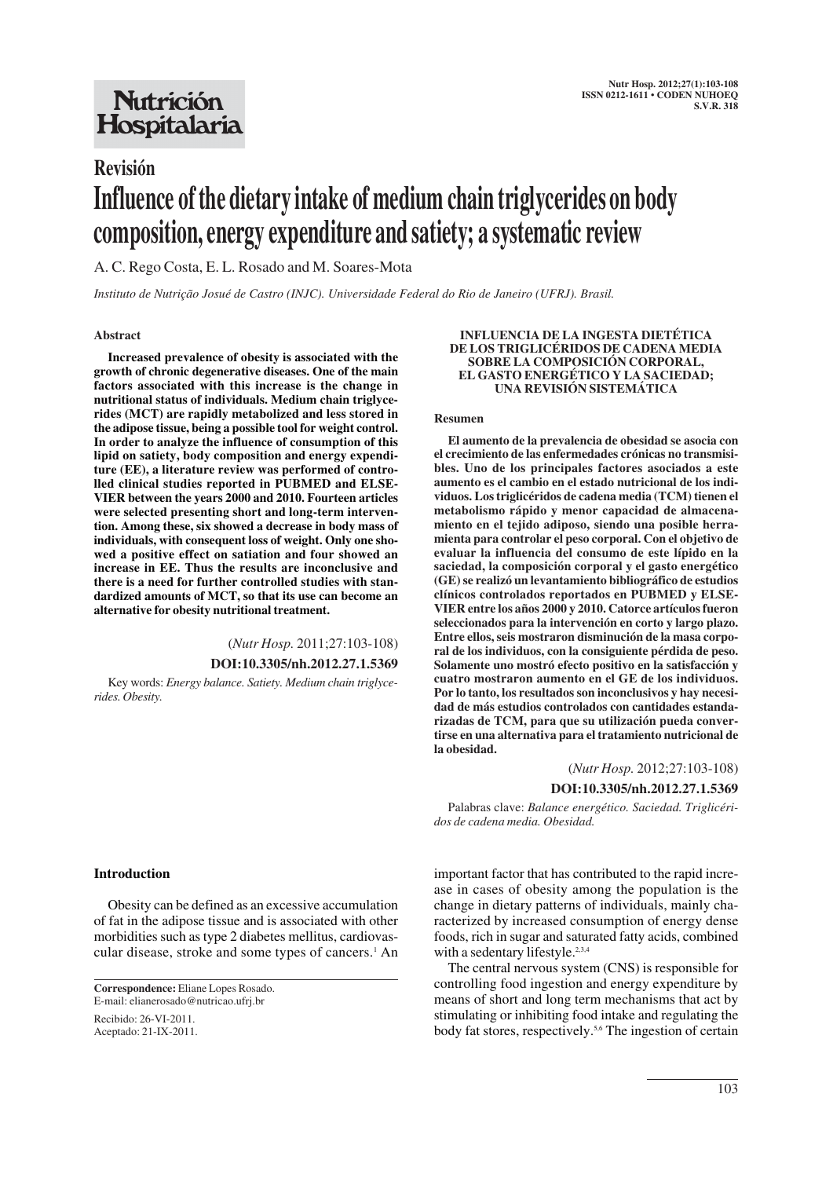# Revisión

# Influence of the dietary intake of medium chain triglycerides on body composition, energy expenditure and satiety; a systematic review

A. C. Rego Costa, E. L. Rosado and M. Soares-Mota

*Instituto de Nutrição Josué de Castro (INJC). Universidade Federal do Rio de Janeiro (UFRJ). Brasil.*

## Abstract

**Increased prevalence of obesity is associated with the growth of chronic degenerative diseases. One of the main factors associated with this increase is the change in nutritional status of individuals. Medium chain triglycerides (MCT) are rapidly metabolized and less stored in the adipose tissue, being a possible tool for weight control. In order to analyze the influence of consumption of this lipid on satiety, body composition and energy expenditure (EE), a literature review was performed of controlled clinical studies reported in PUBMED and ELSEVIER between the years 2000 and 2010. Fourteen articles were selected presenting short and long-term intervention. Among these, six showed a decrease in body mass of individuals, with consequent loss of weight. Only one showed a positive effect on satiation and four showed an increase in EE. Thus the results are inconclusive and there is a need for further controlled studies with standardized amounts of MCT, so that its use can become an alternative for obesity nutritional treatment.**

(*Nutr Hosp.* 2011;27:103-108)

**DOI:10.3305/nh.2012.27.1.5369**

Key words: *Energy balance. Satiety. Medium chain triglycerides. Obesity.*

## INFLUENCIA DE LA INGESTA DIETÉTICA DE LOS TRIGLICÉRIDOS DE CADENA MEDIA SOBRE LA COMPOSICIÓN CORPORAL, EL GASTO ENERGÉTICO Y LA SACIEDAD; UNA REVISIÓN SISTEMÁTICA

### Resumen

**El aumento de la prevalencia de obesidad se asocia con el crecimiento de las enfermedades crónicas no transmisibles. Uno de los principales factores asociados a este aumento es el cambio en el estado nutricional de los individuos. Los triglicéridos de cadena media (TCM) tienen el metabolismo rápido y menor capacidad de almacenamiento en el tejido adiposo, siendo una posible herramienta para controlar el peso corporal. Con el objetivo de evaluar la influencia del consumo de este lípido en la saciedad, la composición corporal y el gasto energético (GE) se realizó un levantamiento bibliográfico de estudios clínicos controlados reportados en PUBMED y ELSEVIER entre los años 2000 y 2010. Catorce artículos fueron seleccionados para la intervención en corto y largo plazo. Entre ellos, seis mostraron disminución de la masa corporal de los individuos, con la consiguiente pérdida de peso. Solamente uno mostró efecto positivo en la satisfacción y cuatro mostraron aumento en el GE de los individuos. Por lo tanto, los resultados son inconclusivos y hay necesidad de más estudios controlados con cantidades estandarizadas de TCM, para que su utilización pueda convertirse en una alternativa para el tratamiento nutricional de la obesidad.**

(*Nutr Hosp.* 2012;27:103-108)

**DOI:10.3305/nh.2012.27.1.5369**

Palabras clave: *Balance energético. Saciedad. Triglicéridos de cadena media. Obesidad.*

**Correspondence:** Eliane Lopes Rosado.
E-mail: elianerosado@nutricao.ufrj.br

Recibido: 26-VI-2011.
Aceptado: 21-IX-2011.

## Introduction

Obesity can be defined as an excessive accumulation of fat in the adipose tissue and is associated with other morbidities such as type 2 diabetes mellitus, cardiovascular disease, stroke and some types of cancers.[1] An important factor that has contributed to the rapid increase in cases of obesity among the population is the change in dietary patterns of individuals, mainly characterized by increased consumption of energy dense foods, rich in sugar and saturated fatty acids, combined with a sedentary lifestyle.[2,3,4]

The central nervous system (CNS) is responsible for controlling food ingestion and energy expenditure by means of short and long term mechanisms that act by stimulating or inhibiting food intake and regulating the body fat stores, respectively.[5,6] The ingestion of certain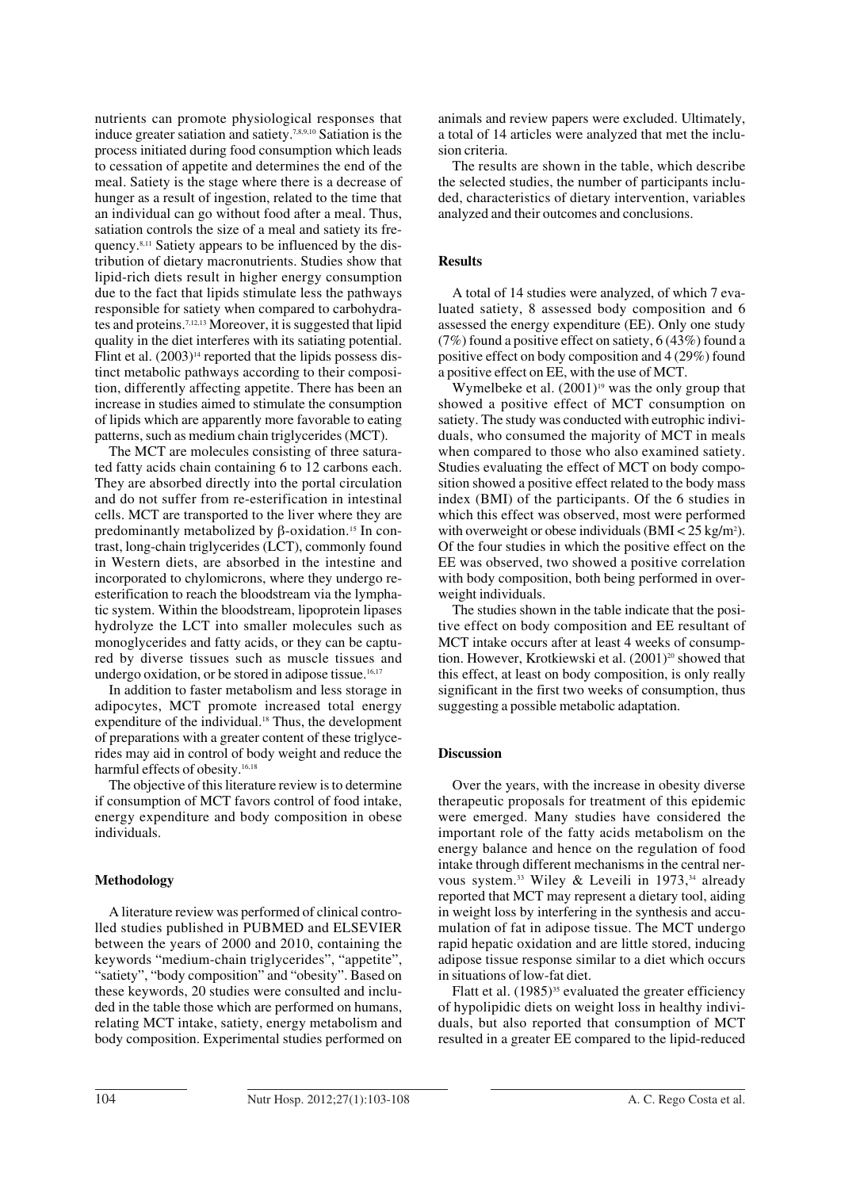nutrients can promote physiological responses that induce greater satiation and satiety.[7,8,9,10] Satiation is the process initiated during food consumption which leads to cessation of appetite and determines the end of the meal. Satiety is the stage where there is a decrease of hunger as a result of ingestion, related to the time that an individual can go without food after a meal. Thus, satiation controls the size of a meal and satiety its frequency.[8,11] Satiety appears to be influenced by the distribution of dietary macronutrients. Studies show that lipid-rich diets result in higher energy consumption due to the fact that lipids stimulate less the pathways responsible for satiety when compared to carbohydrates and proteins.[7,12,13] Moreover, it is suggested that lipid quality in the diet interferes with its satiating potential. Flint et al. (2003)[14] reported that the lipids possess distinct metabolic pathways according to their composition, differently affecting appetite. There has been an increase in studies aimed to stimulate the consumption of lipids which are apparently more favorable to eating patterns, such as medium chain triglycerides (MCT).

The MCT are molecules consisting of three saturated fatty acids chain containing 6 to 12 carbons each. They are absorbed directly into the portal circulation and do not suffer from re-esterification in intestinal cells. MCT are transported to the liver where they are predominantly metabolized by β-oxidation.[15] In contrast, long-chain triglycerides (LCT), commonly found in Western diets, are absorbed in the intestine and incorporated to chylomicrons, where they undergo re-esterification to reach the bloodstream via the lymphatic system. Within the bloodstream, lipoprotein lipases hydrolyze the LCT into smaller molecules such as monoglycerides and fatty acids, or they can be captured by diverse tissues such as muscle tissues and undergo oxidation, or be stored in adipose tissue.[16,17]

In addition to faster metabolism and less storage in adipocytes, MCT promote increased total energy expenditure of the individual.[18] Thus, the development of preparations with a greater content of these triglycerides may aid in control of body weight and reduce the harmful effects of obesity.[16,18]

The objective of this literature review is to determine if consumption of MCT favors control of food intake, energy expenditure and body composition in obese individuals.

## Methodology

A literature review was performed of clinical controlled studies published in PUBMED and ELSEVIER between the years of 2000 and 2010, containing the keywords "medium-chain triglycerides", "appetite", "satiety", "body composition" and "obesity". Based on these keywords, 20 studies were consulted and included in the table those which are performed on humans, relating MCT intake, satiety, energy metabolism and body composition. Experimental studies performed on animals and review papers were excluded. Ultimately, a total of 14 articles were analyzed that met the inclusion criteria.

The results are shown in the table, which describe the selected studies, the number of participants included, characteristics of dietary intervention, variables analyzed and their outcomes and conclusions.

## Results

A total of 14 studies were analyzed, of which 7 evaluated satiety, 8 assessed body composition and 6 assessed the energy expenditure (EE). Only one study (7%) found a positive effect on satiety, 6 (43%) found a positive effect on body composition and 4 (29%) found a positive effect on EE, with the use of MCT.

Wymelbeke et al. (2001)[19] was the only group that showed a positive effect of MCT consumption on satiety. The study was conducted with eutrophic individuals, who consumed the majority of MCT in meals when compared to those who also examined satiety. Studies evaluating the effect of MCT on body composition showed a positive effect related to the body mass index (BMI) of the participants. Of the 6 studies in which this effect was observed, most were performed with overweight or obese individuals (BMI < 25 kg/m$^2$). Of the four studies in which the positive effect on the EE was observed, two showed a positive correlation with body composition, both being performed in overweight individuals.

The studies shown in the table indicate that the positive effect on body composition and EE resultant of MCT intake occurs after at least 4 weeks of consumption. However, Krotkiewski et al. (2001)[20] showed that this effect, at least on body composition, is only really significant in the first two weeks of consumption, thus suggesting a possible metabolic adaptation.

## Discussion

Over the years, with the increase in obesity diverse therapeutic proposals for treatment of this epidemic were emerged. Many studies have considered the important role of the fatty acids metabolism on the energy balance and hence on the regulation of food intake through different mechanisms in the central nervous system.[33] Wiley & Leveili in 1973,[34] already reported that MCT may represent a dietary tool, aiding in weight loss by interfering in the synthesis and accumulation of fat in adipose tissue. The MCT undergo rapid hepatic oxidation and are little stored, inducing adipose tissue response similar to a diet which occurs in situations of low-fat diet.

Flatt et al. (1985)[35] evaluated the greater efficiency of hypolipidic diets on weight loss in healthy individuals, but also reported that consumption of MCT resulted in a greater EE compared to the lipid-reduced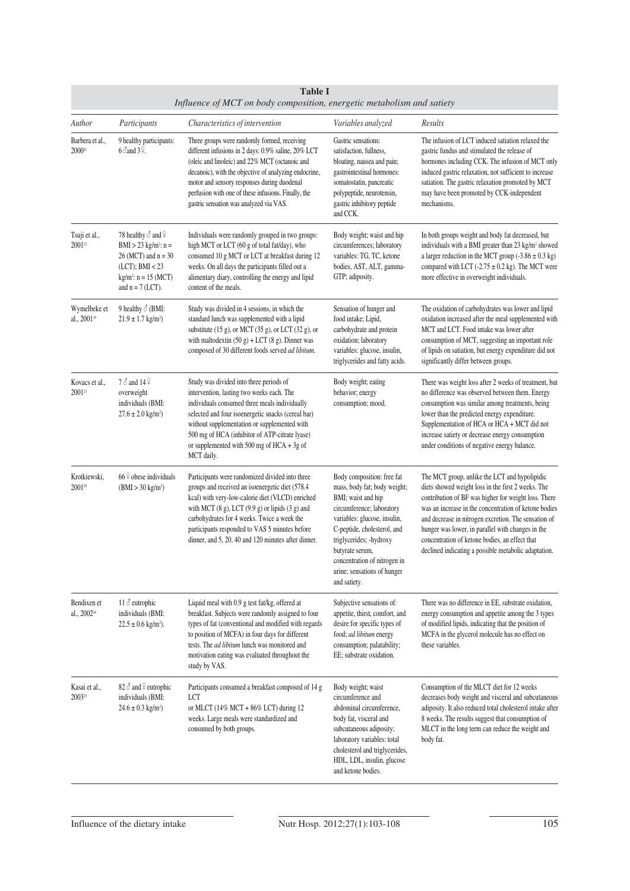**Table I**
*Influence of MCT on body composition, energetic metabolism and satiety*

| *Author* | *Participants* | *Characteristics of intervention* | *Variables analyzed* | *Results* |
|---|---|---|---|---|
| Barbera et al., 2000[21] | 9 healthy participants: 6 ♂ and 3 ♀. | Three groups were randomly formed, receiving different infusions in 2 days: 0.9% saline, 20% LCT (oleic and linoleic) and 22% MCT (octanoic and decanoic), with the objective of analyzing endocrine, motor and sensory responses during duodenal perfusion with one of these infusions. Finally, the gastric sensation was analyzed via VAS. | Gastric sensations: satisfaction, fullness, bloating, nausea and pain; gastrointestinal hormones: somatostatin, pancreatic polypeptide, neurotensin, gastric inhibitory peptide and CCK. | The infusion of LCT induced satiation relaxed the gastric fundus and stimulated the release of hormones including CCK. The infusion of MCT only induced gastric relaxation, not sufficient to increase satiation. The gastric relaxation promoted by MCT may have been promoted by CCK-independent mechanisms. |
| Tsuji et al., 2001[22] | 78 healthy ♂ and ♀ BMI > 23 kg/m²: n = 26 (MCT) and n = 30 (LCT); BMI < 23 kg/m²: n = 15 (MCT) and n = 7 (LCT). | Individuals were randomly grouped in two groups: high MCT or LCT (60 g of total fat/day), who consumed 10 g MCT or LCT at breakfast during 12 weeks. On all days the participants filled out a alimentary diary, controlling the energy and lipid content of the meals. | Body weight; waist and hip circumferences; laboratory variables: TG, TC, ketone bodies, AST, ALT, gamma-GTP; adiposity. | In both groups weight and body fat decreased, but individuals with a BMI greater than 23 kg/m² showed a larger reduction in the MCT group (-3.86 ± 0.3 kg) compared with LCT (-2.75 ± 0.2 kg). The MCT were more effective in overweight individuals. |
| Wymelbeke et al., 2001[19] | 9 healthy ♂ (BMI: 21.9 ± 1.7 kg/m²) | Study was divided in 4 sessions, in which the standard lunch was supplemented with a lipid substitute (15 g), or MCT (35 g), or LCT (32 g), or with maltodextin (50 g) + LCT (8 g). Dinner was composed of 30 different foods served *ad libitum*. | Sensation of hunger and food intake; Lipid, carbohydrate and protein oxidation; laboratory variables: glucose, insulin, triglycerides and fatty acids. | The oxidation of carbohydrates was lower and lipid oxidation increased after the meal supplemented with MCT and LCT. Food intake was lower after consumption of MCT, suggesting an important role of lipids on satiation, but energy expenditure did not significantly differ between groups. |
| Kovacs et al., 2001[23] | 7 ♂ and 14 ♀ overweight individuals (BMI: 27.6 ± 2.0 kg/m²) | Study was divided into three periods of intervention, lasting two weeks each. The individuals consumed three meals individually selected and four isoenergetic snacks (cereal bar) without supplementation or supplemented with 500 mg of HCA (inhibitor of ATP-citrate lyase) or supplemented with 500 mg of HCA + 3g of MCT daily. | Body weight; eating behavior; energy consumption; mood. | There was weight loss after 2 weeks of treatment, but no difference was observed between them. Energy consumption was similar among treatments, being lower than the predicted energy expenditure. Supplementation of HCA or HCA + MCT did not increase satiety or decrease energy consumption under conditions of negative energy balance. |
| Krotkiewski, 2001[20] | 66 ♀ obese individuals (BMI > 30 kg/m²) | Participants were randomized divided into three groups and received an isoenergetic diet (578.4 kcal) with very-low-calorie diet (VLCD) enriched with MCT (8 g), LCT (9.9 g) or lipids (3 g) and carbohydrates for 4 weeks. Twice a week the participants responded to VAS 5 minutes before dinner, and 5, 20, 40 and 120 minutes after dinner. | Body composition: free fat mass, body fat; body weight; BMI; waist and hip circumference; laboratory variables: glucose, insulin, C-peptide, cholesterol, and triglycerides; -hydroxy butyrate serum, concentration of nitrogen in urine; sensations of hunger and satiety. | The MCT group, unlike the LCT and hypolipidic diets showed weight loss in the first 2 weeks. The contribution of BF was higher for weight loss. There was an increase in the concentration of ketone bodies and decrease in nitrogen excretion. The sensation of hunger was lower, in parallel with changes in the concentration of ketone bodies, an effect that declined indicating a possible metabolic adaptation. |
| Bendixen et al., 2002[24] | 11 ♂ eutrophic individuals (BMI: 22.5 ± 0.6 kg/m²). | Liquid meal with 0.9 g test fat/kg, offered at breakfast. Subjects were randomly assigned to four types of fat (conventional and modified with regards to position of MCFA) in four days for different tests. The *ad libitum* lunch was monitored and motivation eating was evaluated throughout the study by VAS. | Subjective sensations of: appetite, thirst, comfort, and desire for specific types of food; *ad libitum* energy consumption; palatability; EE; substrate oxidation. | There was no difference in EE, substrate oxidation, energy consumption and appetite among the 3 types of modified lipids, indicating that the position of MCFA in the glycerol molecule has no effect on these variables. |
| Kasai et al., 2003[25] | 82 ♂ and ♀ eutrophic individuals (BMI: 24.6 ± 0.3 kg/m²) | Participants consumed a breakfast composed of 14 g LCT or MLCT (14% MCT + 86% LCT) during 12 weeks. Large meals were standardized and consumed by both groups. | Body weight; waist circumference and abdominal circumference, body fat, visceral and subcutaneous adiposity; laboratory variables: total cholesterol and triglycerides, HDL, LDL, insulin, glucose and ketone bodies. | Consumption of the MLCT diet for 12 weeks decreases body weight and visceral and subcutaneous adiposity. It also reduced total cholesterol intake after 8 weeks. The results suggest that consumption of MLCT in the long term can reduce the weight and body fat. |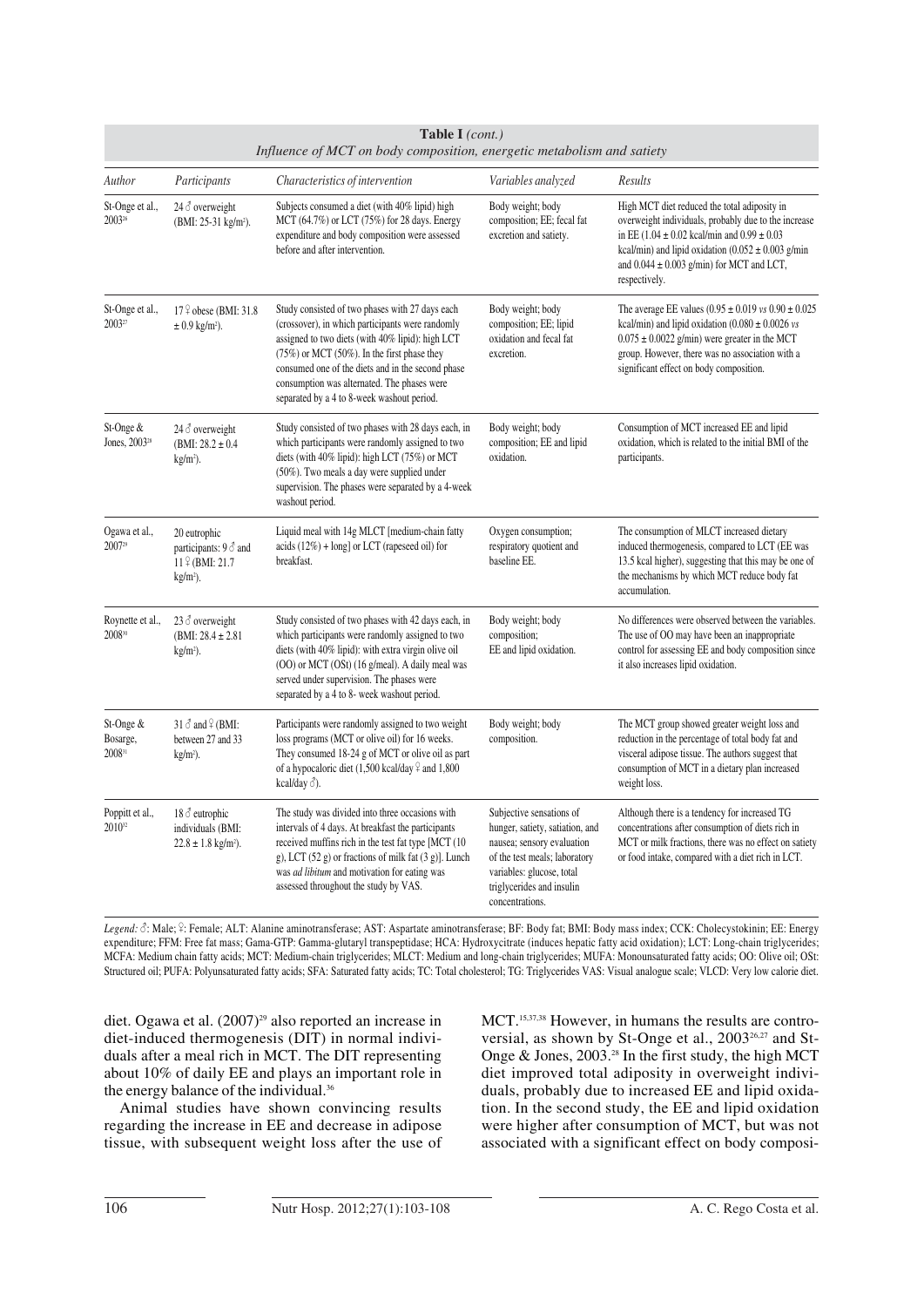**Table I** *(cont.)*
*Influence of MCT on body composition, energetic metabolism and satiety*

| *Author* | *Participants* | *Characteristics of intervention* | *Variables analyzed* | *Results* |
|---|---|---|---|---|
| St-Onge et al., 2003[26] | 24 ♂ overweight (BMI: 25-31 kg/m²). | Subjects consumed a diet (with 40% lipid) high MCT (64.7%) or LCT (75%) for 28 days. Energy expenditure and body composition were assessed before and after intervention. | Body weight; body composition; EE; fecal fat excretion and satiety. | High MCT diet reduced the total adiposity in overweight individuals, probably due to the increase in EE (1.04 ± 0.02 kcal/min and 0.99 ± 0.03 kcal/min) and lipid oxidation (0.052 ± 0.003 g/min and 0.044 ± 0.003 g/min) for MCT and LCT, respectively. |
| St-Onge et al., 2003[27] | 17 ♀ obese (BMI: 31.8 ± 0.9 kg/m²). | Study consisted of two phases with 27 days each (crossover), in which participants were randomly assigned to two diets (with 40% lipid): high LCT (75%) or MCT (50%). In the first phase they consumed one of the diets and in the second phase consumption was alternated. The phases were separated by a 4 to 8-week washout period. | Body weight; body composition; lipid oxidation and fecal fat excretion. | The average EE values (0.95 ± 0.019 *vs* 0.90 ± 0.025 kcal/min) and lipid oxidation (0.080 ± 0.0026 *vs* 0.075 ± 0.0022 g/min) were greater in the MCT group. However, there was no association with a significant effect on body composition. |
| St-Onge & Jones, 2003[28] | 24 ♂ overweight (BMI: 28.2 ± 0.4 kg/m²). | Study consisted of two phases with 28 days each, in which participants were randomly assigned to two diets (with 40% lipid): high LCT (75%) or MCT (50%). Two meals a day were supplied under supervision. The phases were separated by a 4-week washout period. | Body weight; body composition; EE and lipid oxidation. | Consumption of MCT increased EE and lipid oxidation, which is related to the initial BMI of the participants. |
| Ogawa et al., 2007[29] | 20 eutrophic participants: 9 ♂ and 11 ♀ (BMI: 21.7 kg/m²). | Liquid meal with 14g MLCT [medium-chain fatty acids (12%) + long] or LCT (rapeseed oil) for breakfast. | Oxygen consumption; respiratory quotient and baseline EE. | The consumption of MLCT increased dietary induced thermogenesis, compared to LCT (EE was 13.5 kcal higher), suggesting that this may be one of the mechanisms by which MCT reduce body fat accumulation. |
| Roynette et al., 2008[30] | 23 ♂ overweight (BMI: 28.4 ± 2.81 kg/m²). | Study consisted of two phases with 42 days each, in which participants were randomly assigned to two diets (with 40% lipid): with extra virgin olive oil (OO) or MCT (OSt) (16 g/meal). A daily meal was served under supervision. The phases were separated by a 4 to 8- week washout period. | Body weight; body composition; EE and lipid oxidation. | No differences were observed between the variables. The use of OO may have been an inappropriate control for assessing EE and body composition since it also increases lipid oxidation. |
| St-Onge & Bosarge, 2008[31] | 31 ♂ and ♀ (BMI: between 27 and 33 kg/m²). | Participants were randomly assigned to two weight loss programs (MCT or olive oil) for 16 weeks. They consumed 18-24 g of MCT or olive oil as part of a hypocaloric diet (1,500 kcal/day ♀ and 1,800 kcal/day ♂). | Body weight; body composition. | The MCT group showed greater weight loss and reduction in the percentage of total body fat and visceral adipose tissue. The authors suggest that consumption of MCT in a dietary plan increased weight loss. |
| Poppitt et al., 2010[32] | 18 ♂ eutrophic individuals (BMI: 22.8 ± 1.8 kg/m²). | The study was divided into three occasions with intervals of 4 days. At breakfast the participants received muffins rich in the test fat type [MCT (10 g), LCT (52 g) or fractions of milk fat (3 g)]. Lunch was *ad libitum* and motivation for eating was assessed throughout the study by VAS. | Subjective sensations of hunger, satiety, satiation, and nausea; sensory evaluation of the test meals; laboratory variables: glucose, total triglycerides and insulin concentrations. | Although there is a tendency for increased TG concentrations after consumption of diets rich in MCT or milk fractions, there was no effect on satiety or food intake, compared with a diet rich in LCT. |

*Legend:* ♂: Male; ♀: Female; ALT: Alanine aminotransferase; AST: Aspartate aminotransferase; BF: Body fat; BMI: Body mass index; CCK: Cholecystokinin; EE: Energy expenditure; FFM: Free fat mass; Gama-GTP: Gamma-glutaryl transpeptidase; HCA: Hydroxycitrate (induces hepatic fatty acid oxidation); LCT: Long-chain triglycerides; MCFA: Medium chain fatty acids; MCT: Medium-chain triglycerides; MLCT: Medium and long-chain triglycerides; MUFA: Monounsaturated fatty acids; OO: Olive oil; OSt: Structured oil; PUFA: Polyunsaturated fatty acids; SFA: Saturated fatty acids; TC: Total cholesterol; TG: Triglycerides VAS: Visual analogue scale; VLCD: Very low calorie diet.

diet. Ogawa et al. (2007)[29] also reported an increase in diet-induced thermogenesis (DIT) in normal individuals after a meal rich in MCT. The DIT representing about 10% of daily EE and plays an important role in the energy balance of the individual.[36]

Animal studies have shown convincing results regarding the increase in EE and decrease in adipose tissue, with subsequent weight loss after the use of MCT.[15,37,38] However, in humans the results are controversial, as shown by St-Onge et al., 2003[26,27] and St-Onge & Jones, 2003.[28] In the first study, the high MCT diet improved total adiposity in overweight individuals, probably due to increased EE and lipid oxidation. In the second study, the EE and lipid oxidation were higher after consumption of MCT, but was not associated with a significant effect on body composi-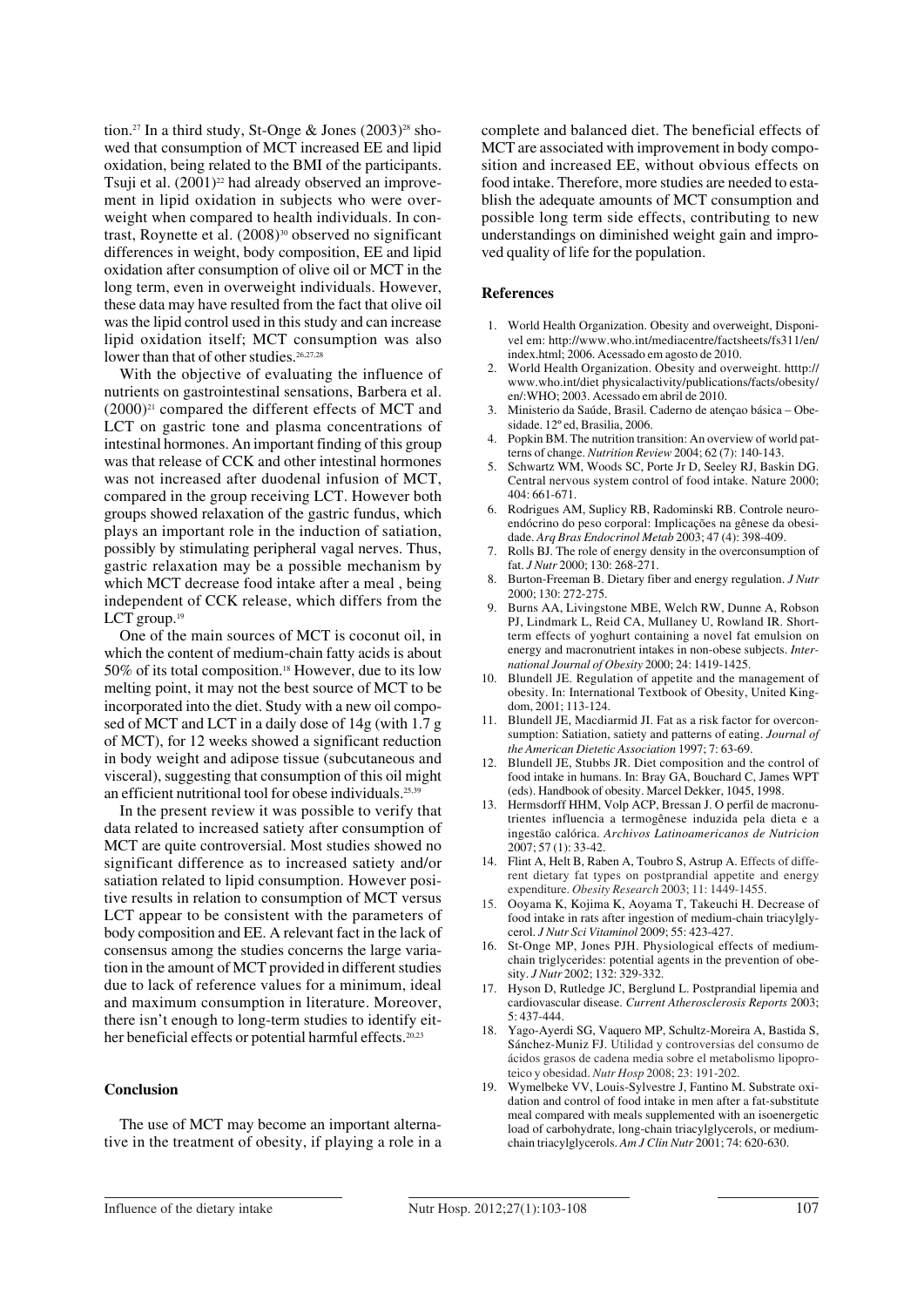tion.[27] In a third study, St-Onge & Jones (2003)[28] showed that consumption of MCT increased EE and lipid oxidation, being related to the BMI of the participants. Tsuji et al. (2001)[22] had already observed an improvement in lipid oxidation in subjects who were overweight when compared to health individuals. In contrast, Roynette et al. (2008)[30] observed no significant differences in weight, body composition, EE and lipid oxidation after consumption of olive oil or MCT in the long term, even in overweight individuals. However, these data may have resulted from the fact that olive oil was the lipid control used in this study and can increase lipid oxidation itself; MCT consumption was also lower than that of other studies.[26,27,28]

With the objective of evaluating the influence of nutrients on gastrointestinal sensations, Barbera et al. (2000)[21] compared the different effects of MCT and LCT on gastric tone and plasma concentrations of intestinal hormones. An important finding of this group was that release of CCK and other intestinal hormones was not increased after duodenal infusion of MCT, compared in the group receiving LCT. However both groups showed relaxation of the gastric fundus, which plays an important role in the induction of satiation, possibly by stimulating peripheral vagal nerves. Thus, gastric relaxation may be a possible mechanism by which MCT decrease food intake after a meal , being independent of CCK release, which differs from the LCT group.[19]

One of the main sources of MCT is coconut oil, in which the content of medium-chain fatty acids is about 50% of its total composition.[18] However, due to its low melting point, it may not the best source of MCT to be incorporated into the diet. Study with a new oil composed of MCT and LCT in a daily dose of 14g (with 1.7 g of MCT), for 12 weeks showed a significant reduction in body weight and adipose tissue (subcutaneous and visceral), suggesting that consumption of this oil might an efficient nutritional tool for obese individuals.[25,39]

In the present review it was possible to verify that data related to increased satiety after consumption of MCT are quite controversial. Most studies showed no significant difference as to increased satiety and/or satiation related to lipid consumption. However positive results in relation to consumption of MCT versus LCT appear to be consistent with the parameters of body composition and EE. A relevant fact in the lack of consensus among the studies concerns the large variation in the amount of MCT provided in different studies due to lack of reference values for a minimum, ideal and maximum consumption in literature. Moreover, there isn't enough to long-term studies to identify either beneficial effects or potential harmful effects.[20,23]

## Conclusion

The use of MCT may become an important alternative in the treatment of obesity, if playing a role in a complete and balanced diet. The beneficial effects of MCT are associated with improvement in body composition and increased EE, without obvious effects on food intake. Therefore, more studies are needed to establish the adequate amounts of MCT consumption and possible long term side effects, contributing to new understandings on diminished weight gain and improved quality of life for the population.

## References

1. World Health Organization. Obesity and overweight, Disponivel em: http://www.who.int/mediacentre/factsheets/fs311/en/index.html; 2006. Acessado em agosto de 2010.
2. World Health Organization. Obesity and overweight. htttp://www.who.int/diet physicalactivity/publications/facts/obesity/en/:WHO; 2003. Acessado em abril de 2010.
3. Ministerio da Saúde, Brasil. Caderno de atençao básica – Obesidade. 12º ed, Brasilia, 2006.
4. Popkin BM. The nutrition transition: An overview of world patterns of change. *Nutrition Review* 2004; 62 (7): 140-143.
5. Schwartz WM, Woods SC, Porte Jr D, Seeley RJ, Baskin DG. Central nervous system control of food intake. Nature 2000; 404: 661-671.
6. Rodrigues AM, Suplicy RB, Radominski RB. Controle neuroendócrino do peso corporal: Implicações na gênese da obesidade. *Arq Bras Endocrinol Metab* 2003; 47 (4): 398-409.
7. Rolls BJ. The role of energy density in the overconsumption of fat. *J Nutr* 2000; 130: 268-271.
8. Burton-Freeman B. Dietary fiber and energy regulation. *J Nutr* 2000; 130: 272-275.
9. Burns AA, Livingstone MBE, Welch RW, Dunne A, Robson PJ, Lindmark L, Reid CA, Mullaney U, Rowland IR. Short-term effects of yoghurt containing a novel fat emulsion on energy and macronutrient intakes in non-obese subjects. *International Journal of Obesity* 2000; 24: 1419-1425.
10. Blundell JE. Regulation of appetite and the management of obesity. In: International Textbook of Obesity, United Kingdom, 2001; 113-124.
11. Blundell JE, Macdiarmid JI. Fat as a risk factor for overconsumption: Satiation, satiety and patterns of eating. *Journal of the American Dietetic Association* 1997; 7: 63-69.
12. Blundell JE, Stubbs JR. Diet composition and the control of food intake in humans. In: Bray GA, Bouchard C, James WPT (eds). Handbook of obesity. Marcel Dekker, 1045, 1998.
13. Hermsdorff HHM, Volp ACP, Bressan J. O perfil de macronutrientes influencia a termogênese induzida pela dieta e a ingestão calórica. *Archivos Latinoamericanos de Nutricion* 2007; 57 (1): 33-42.
14. Flint A, Helt B, Raben A, Toubro S, Astrup A. Effects of different dietary fat types on postprandial appetite and energy expenditure. *Obesity Research* 2003; 11: 1449-1455.
15. Ooyama K, Kojima K, Aoyama T, Takeuchi H. Decrease of food intake in rats after ingestion of medium-chain triacylglycerol. *J Nutr Sci Vitaminol* 2009; 55: 423-427.
16. St-Onge MP, Jones PJH. Physiological effects of medium-chain triglycerides: potential agents in the prevention of obesity. *J Nutr* 2002; 132: 329-332.
17. Hyson D, Rutledge JC, Berglund L. Postprandial lipemia and cardiovascular disease. *Current Atherosclerosis Reports* 2003; 5: 437-444.
18. Yago-Ayerdi SG, Vaquero MP, Schultz-Moreira A, Bastida S, Sánchez-Muniz FJ. Utilidad y controversias del consumo de ácidos grasos de cadena media sobre el metabolismo lipoproteico y obesidad. *Nutr Hosp* 2008; 23: 191-202.
19. Wymelbeke VV, Louis-Sylvestre J, Fantino M. Substrate oxidation and control of food intake in men after a fat-substitute meal compared with meals supplemented with an isoenergetic load of carbohydrate, long-chain triacylglycerols, or medium-chain triacylglycerols. *Am J Clin Nutr* 2001; 74: 620-630.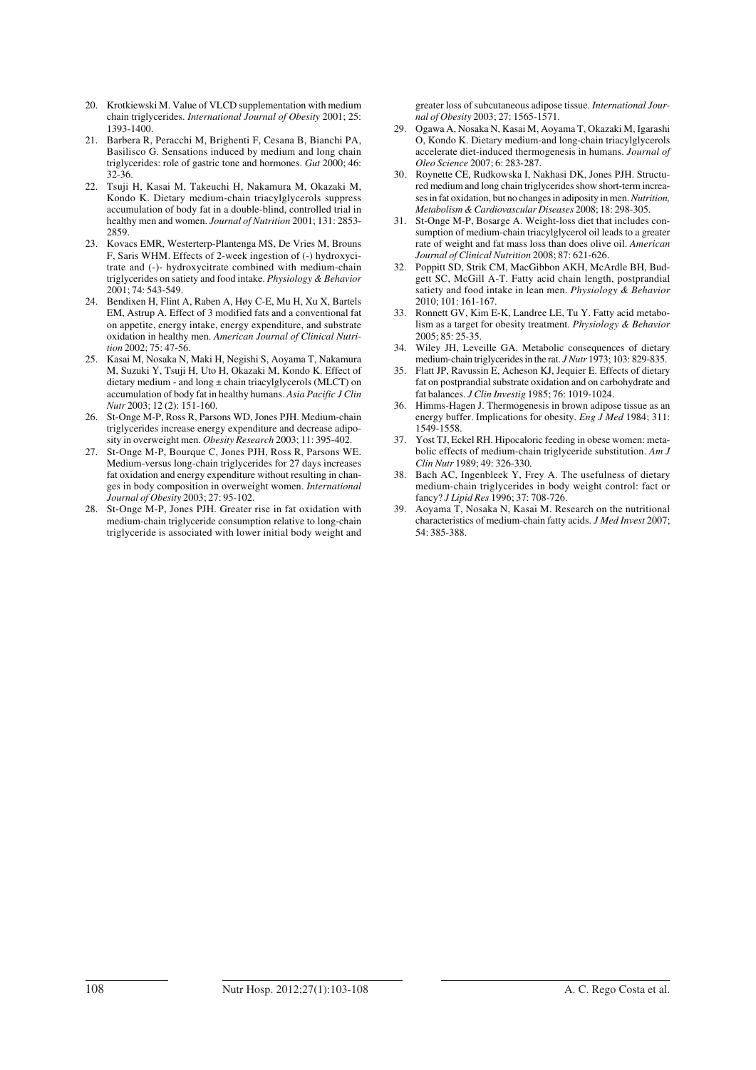20. Krotkiewski M. Value of VLCD supplementation with medium chain triglycerides. *International Journal of Obesity* 2001; 25: 1393-1400.
21. Barbera R, Peracchi M, Brighenti F, Cesana B, Bianchi PA, Basilisco G. Sensations induced by medium and long chain triglycerides: role of gastric tone and hormones. *Gut* 2000; 46: 32-36.
22. Tsuji H, Kasai M, Takeuchi H, Nakamura M, Okazaki M, Kondo K. Dietary medium-chain triacylglycerols suppress accumulation of body fat in a double-blind, controlled trial in healthy men and women. *Journal of Nutrition* 2001; 131: 2853-2859.
23. Kovacs EMR, Westerterp-Plantenga MS, De Vries M, Brouns F, Saris WHM. Effects of 2-week ingestion of (-) hydroxycitrate and (-)- hydroxycitrate combined with medium-chain triglycerides on satiety and food intake. *Physiology & Behavior* 2001; 74: 543-549.
24. Bendixen H, Flint A, Raben A, Høy C-E, Mu H, Xu X, Bartels EM, Astrup A. Effect of 3 modified fats and a conventional fat on appetite, energy intake, energy expenditure, and substrate oxidation in healthy men. *American Journal of Clinical Nutrition* 2002; 75: 47-56.
25. Kasai M, Nosaka N, Maki H, Negishi S, Aoyama T, Nakamura M, Suzuki Y, Tsuji H, Uto H, Okazaki M, Kondo K. Effect of dietary medium - and long ± chain triacylglycerols (MLCT) on accumulation of body fat in healthy humans. *Asia Pacific J Clin Nutr* 2003; 12 (2): 151-160.
26. St-Onge M-P, Ross R, Parsons WD, Jones PJH. Medium-chain triglycerides increase energy expenditure and decrease adiposity in overweight men. *Obesity Research* 2003; 11: 395-402.
27. St-Onge M-P, Bourque C, Jones PJH, Ross R, Parsons WE. Medium-versus long-chain triglycerides for 27 days increases fat oxidation and energy expenditure without resulting in changes in body composition in overweight women. *International Journal of Obesity* 2003; 27: 95-102.
28. St-Onge M-P, Jones PJH. Greater rise in fat oxidation with medium-chain triglyceride consumption relative to long-chain triglyceride is associated with lower initial body weight and greater loss of subcutaneous adipose tissue. *International Journal of Obesity* 2003; 27: 1565-1571.
29. Ogawa A, Nosaka N, Kasai M, Aoyama T, Okazaki M, Igarashi O, Kondo K. Dietary medium-and long-chain triacylglycerols accelerate diet-induced thermogenesis in humans. *Journal of Oleo Science* 2007; 6: 283-287.
30. Roynette CE, Rudkowska I, Nakhasi DK, Jones PJH. Structured medium and long chain triglycerides show short-term increases in fat oxidation, but no changes in adiposity in men. *Nutrition, Metabolism & Cardiovascular Diseases* 2008; 18: 298-305.
31. St-Onge M-P, Bosarge A. Weight-loss diet that includes consumption of medium-chain triacylglycerol oil leads to a greater rate of weight and fat mass loss than does olive oil. *American Journal of Clinical Nutrition* 2008; 87: 621-626.
32. Poppitt SD, Strik CM, MacGibbon AKH, McArdle BH, Budgett SC, McGill A-T. Fatty acid chain length, postprandial satiety and food intake in lean men. *Physiology & Behavior* 2010; 101: 161-167.
33. Ronnett GV, Kim E-K, Landree LE, Tu Y. Fatty acid metabolism as a target for obesity treatment. *Physiology & Behavior* 2005; 85: 25-35.
34. Wiley JH, Leveille GA. Metabolic consequences of dietary medium-chain triglycerides in the rat. *J Nutr* 1973; 103: 829-835.
35. Flatt JP, Ravussin E, Acheson KJ, Jequier E. Effects of dietary fat on postprandial substrate oxidation and on carbohydrate and fat balances. *J Clin Investig* 1985; 76: 1019-1024.
36. Himms-Hagen J. Thermogenesis in brown adipose tissue as an energy buffer. Implications for obesity. *Eng J Med* 1984; 311: 1549-1558.
37. Yost TJ, Eckel RH. Hipocaloric feeding in obese women: metabolic effects of medium-chain triglyceride substitution. *Am J Clin Nutr* 1989; 49: 326-330.
38. Bach AC, Ingenbleek Y, Frey A. The usefulness of dietary medium-chain triglycerides in body weight control: fact or fancy? *J Lipid Res* 1996; 37: 708-726.
39. Aoyama T, Nosaka N, Kasai M. Research on the nutritional characteristics of medium-chain fatty acids. *J Med Invest* 2007; 54: 385-388.